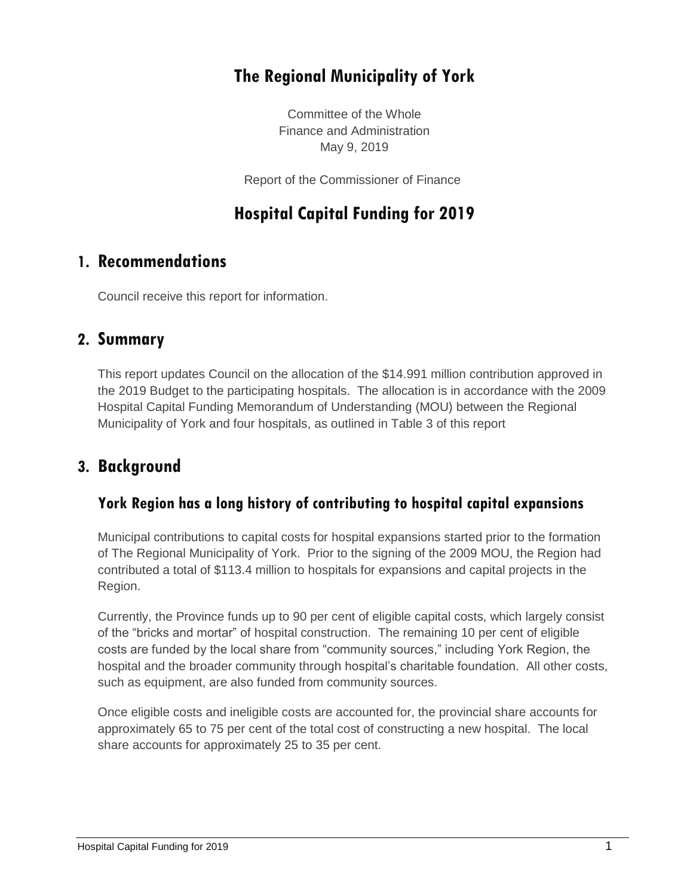# The Regional Municipality of York

Committee of the Whole
Finance and Administration
May 9, 2019

Report of the Commissioner of Finance

# Hospital Capital Funding for 2019

## 1. Recommendations

Council receive this report for information.

## 2. Summary

This report updates Council on the allocation of the $14.991 million contribution approved in the 2019 Budget to the participating hospitals. The allocation is in accordance with the 2009 Hospital Capital Funding Memorandum of Understanding (MOU) between the Regional Municipality of York and four hospitals, as outlined in Table 3 of this report

## 3. Background

### York Region has a long history of contributing to hospital capital expansions

Municipal contributions to capital costs for hospital expansions started prior to the formation of The Regional Municipality of York. Prior to the signing of the 2009 MOU, the Region had contributed a total of $113.4 million to hospitals for expansions and capital projects in the Region.

Currently, the Province funds up to 90 per cent of eligible capital costs, which largely consist of the "bricks and mortar" of hospital construction. The remaining 10 per cent of eligible costs are funded by the local share from "community sources," including York Region, the hospital and the broader community through hospital's charitable foundation. All other costs, such as equipment, are also funded from community sources.

Once eligible costs and ineligible costs are accounted for, the provincial share accounts for approximately 65 to 75 per cent of the total cost of constructing a new hospital. The local share accounts for approximately 25 to 35 per cent.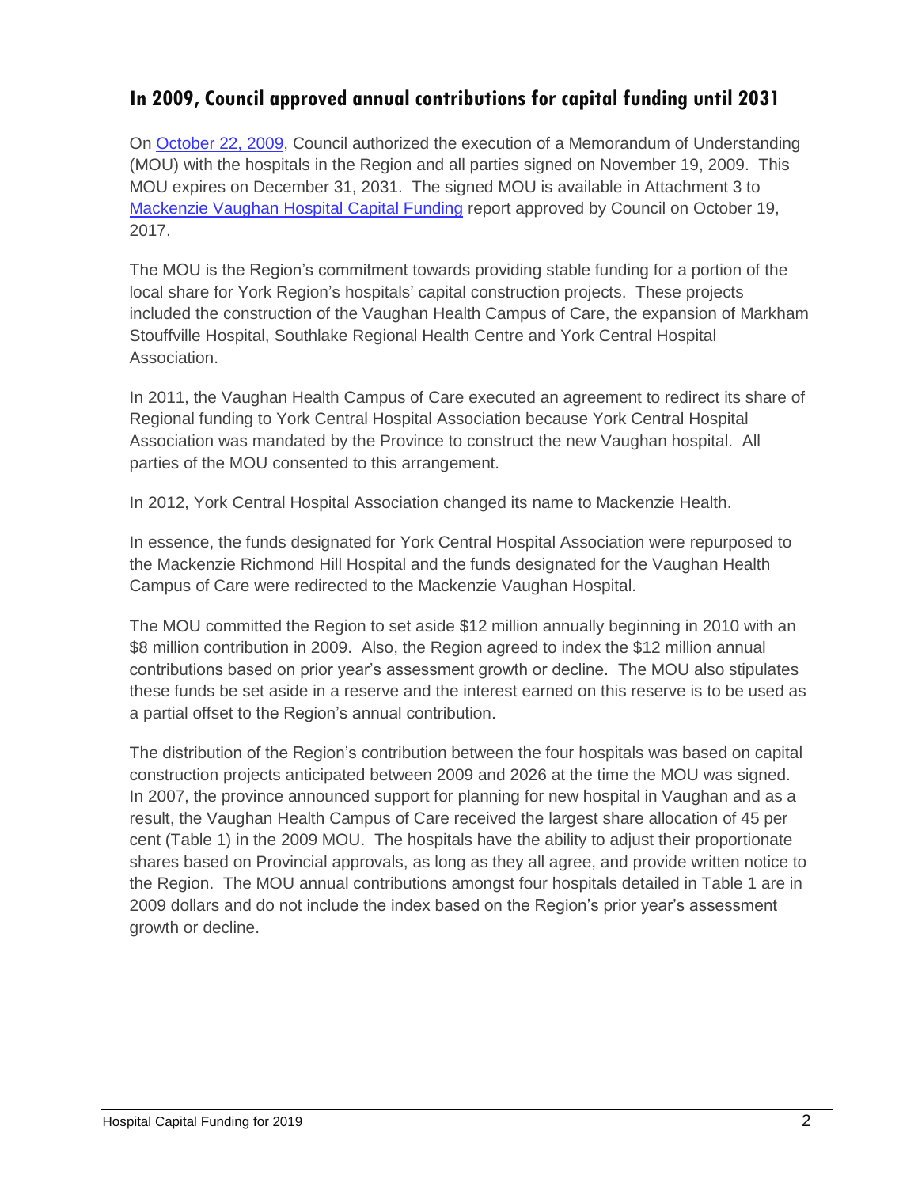## In 2009, Council approved annual contributions for capital funding until 2031

On October 22, 2009, Council authorized the execution of a Memorandum of Understanding (MOU) with the hospitals in the Region and all parties signed on November 19, 2009. This MOU expires on December 31, 2031. The signed MOU is available in Attachment 3 to Mackenzie Vaughan Hospital Capital Funding report approved by Council on October 19, 2017.

The MOU is the Region's commitment towards providing stable funding for a portion of the local share for York Region's hospitals' capital construction projects. These projects included the construction of the Vaughan Health Campus of Care, the expansion of Markham Stouffville Hospital, Southlake Regional Health Centre and York Central Hospital Association.

In 2011, the Vaughan Health Campus of Care executed an agreement to redirect its share of Regional funding to York Central Hospital Association because York Central Hospital Association was mandated by the Province to construct the new Vaughan hospital. All parties of the MOU consented to this arrangement.

In 2012, York Central Hospital Association changed its name to Mackenzie Health.

In essence, the funds designated for York Central Hospital Association were repurposed to the Mackenzie Richmond Hill Hospital and the funds designated for the Vaughan Health Campus of Care were redirected to the Mackenzie Vaughan Hospital.

The MOU committed the Region to set aside $12 million annually beginning in 2010 with an $8 million contribution in 2009. Also, the Region agreed to index the $12 million annual contributions based on prior year's assessment growth or decline. The MOU also stipulates these funds be set aside in a reserve and the interest earned on this reserve is to be used as a partial offset to the Region's annual contribution.

The distribution of the Region's contribution between the four hospitals was based on capital construction projects anticipated between 2009 and 2026 at the time the MOU was signed. In 2007, the province announced support for planning for new hospital in Vaughan and as a result, the Vaughan Health Campus of Care received the largest share allocation of 45 per cent (Table 1) in the 2009 MOU. The hospitals have the ability to adjust their proportionate shares based on Provincial approvals, as long as they all agree, and provide written notice to the Region. The MOU annual contributions amongst four hospitals detailed in Table 1 are in 2009 dollars and do not include the index based on the Region's prior year's assessment growth or decline.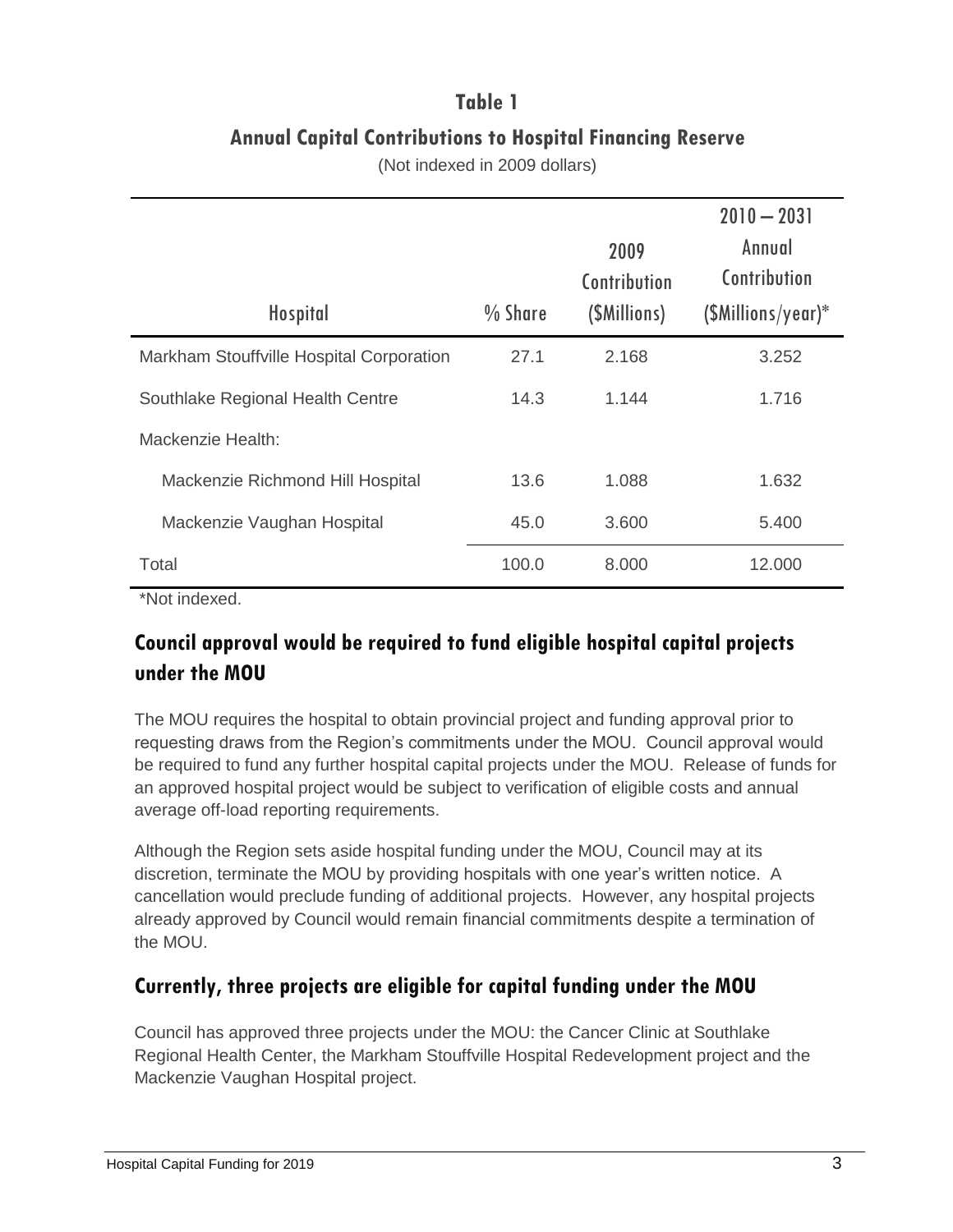**Table 1**

**Annual Capital Contributions to Hospital Financing Reserve**

(Not indexed in 2009 dollars)

| Hospital | % Share | 2009 Contribution ($Millions) | 2010 – 2031 Annual Contribution ($Millions/year)* |
|---|---|---|---|
| Markham Stouffville Hospital Corporation | 27.1 | 2.168 | 3.252 |
| Southlake Regional Health Centre | 14.3 | 1.144 | 1.716 |
| Mackenzie Health: | | | |
| Mackenzie Richmond Hill Hospital | 13.6 | 1.088 | 1.632 |
| Mackenzie Vaughan Hospital | 45.0 | 3.600 | 5.400 |
| Total | 100.0 | 8.000 | 12.000 |

*Not indexed.

## Council approval would be required to fund eligible hospital capital projects under the MOU

The MOU requires the hospital to obtain provincial project and funding approval prior to requesting draws from the Region's commitments under the MOU. Council approval would be required to fund any further hospital capital projects under the MOU. Release of funds for an approved hospital project would be subject to verification of eligible costs and annual average off-load reporting requirements.

Although the Region sets aside hospital funding under the MOU, Council may at its discretion, terminate the MOU by providing hospitals with one year's written notice. A cancellation would preclude funding of additional projects. However, any hospital projects already approved by Council would remain financial commitments despite a termination of the MOU.

## Currently, three projects are eligible for capital funding under the MOU

Council has approved three projects under the MOU: the Cancer Clinic at Southlake Regional Health Center, the Markham Stouffville Hospital Redevelopment project and the Mackenzie Vaughan Hospital project.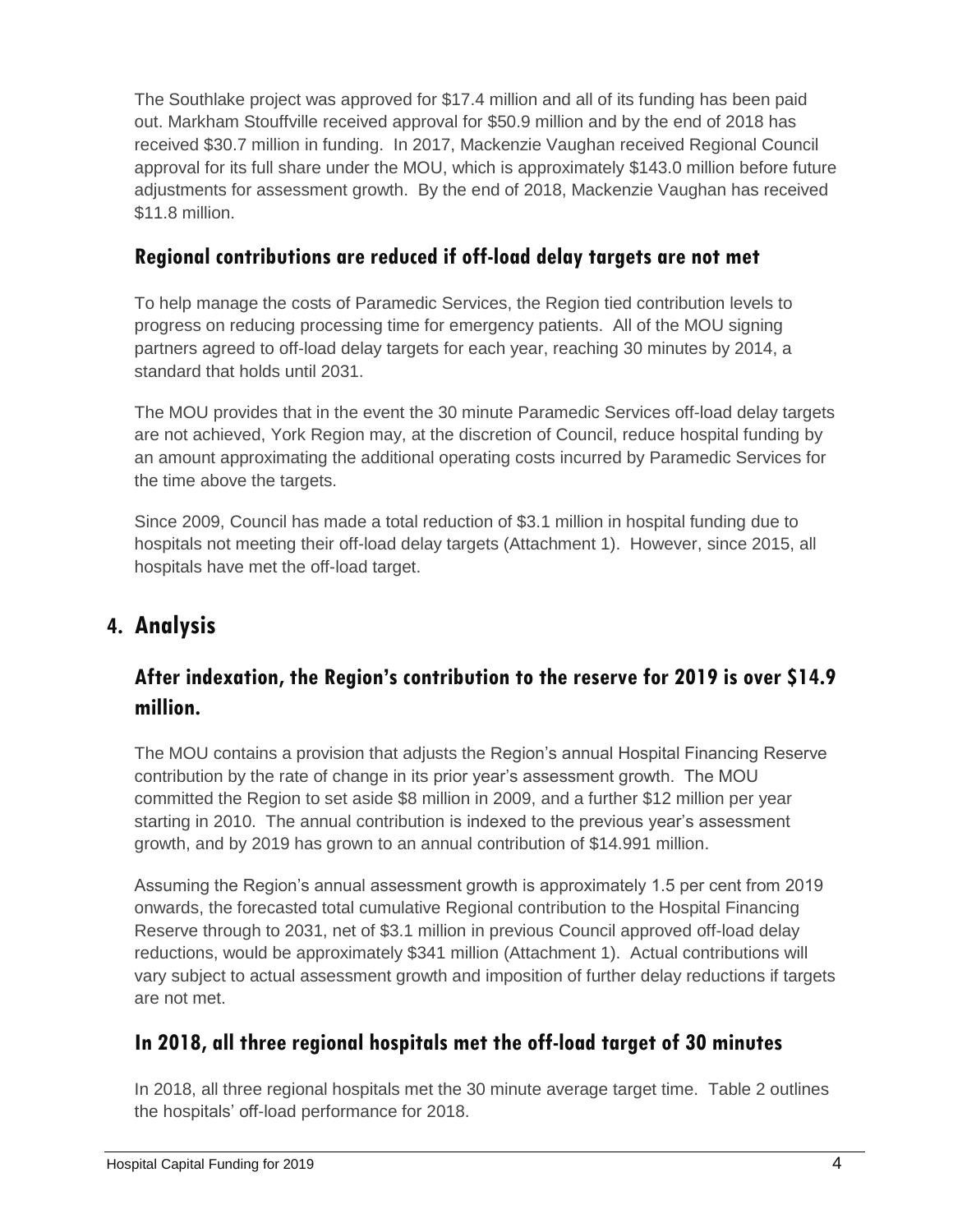The Southlake project was approved for $17.4 million and all of its funding has been paid out. Markham Stouffville received approval for $50.9 million and by the end of 2018 has received $30.7 million in funding. In 2017, Mackenzie Vaughan received Regional Council approval for its full share under the MOU, which is approximately $143.0 million before future adjustments for assessment growth. By the end of 2018, Mackenzie Vaughan has received $11.8 million.

### Regional contributions are reduced if off-load delay targets are not met

To help manage the costs of Paramedic Services, the Region tied contribution levels to progress on reducing processing time for emergency patients. All of the MOU signing partners agreed to off-load delay targets for each year, reaching 30 minutes by 2014, a standard that holds until 2031.

The MOU provides that in the event the 30 minute Paramedic Services off-load delay targets are not achieved, York Region may, at the discretion of Council, reduce hospital funding by an amount approximating the additional operating costs incurred by Paramedic Services for the time above the targets.

Since 2009, Council has made a total reduction of $3.1 million in hospital funding due to hospitals not meeting their off-load delay targets (Attachment 1). However, since 2015, all hospitals have met the off-load target.

## 4. Analysis

### After indexation, the Region's contribution to the reserve for 2019 is over $14.9 million.

The MOU contains a provision that adjusts the Region's annual Hospital Financing Reserve contribution by the rate of change in its prior year's assessment growth. The MOU committed the Region to set aside $8 million in 2009, and a further $12 million per year starting in 2010. The annual contribution is indexed to the previous year's assessment growth, and by 2019 has grown to an annual contribution of $14.991 million.

Assuming the Region's annual assessment growth is approximately 1.5 per cent from 2019 onwards, the forecasted total cumulative Regional contribution to the Hospital Financing Reserve through to 2031, net of $3.1 million in previous Council approved off-load delay reductions, would be approximately $341 million (Attachment 1). Actual contributions will vary subject to actual assessment growth and imposition of further delay reductions if targets are not met.

### In 2018, all three regional hospitals met the off-load target of 30 minutes

In 2018, all three regional hospitals met the 30 minute average target time. Table 2 outlines the hospitals' off-load performance for 2018.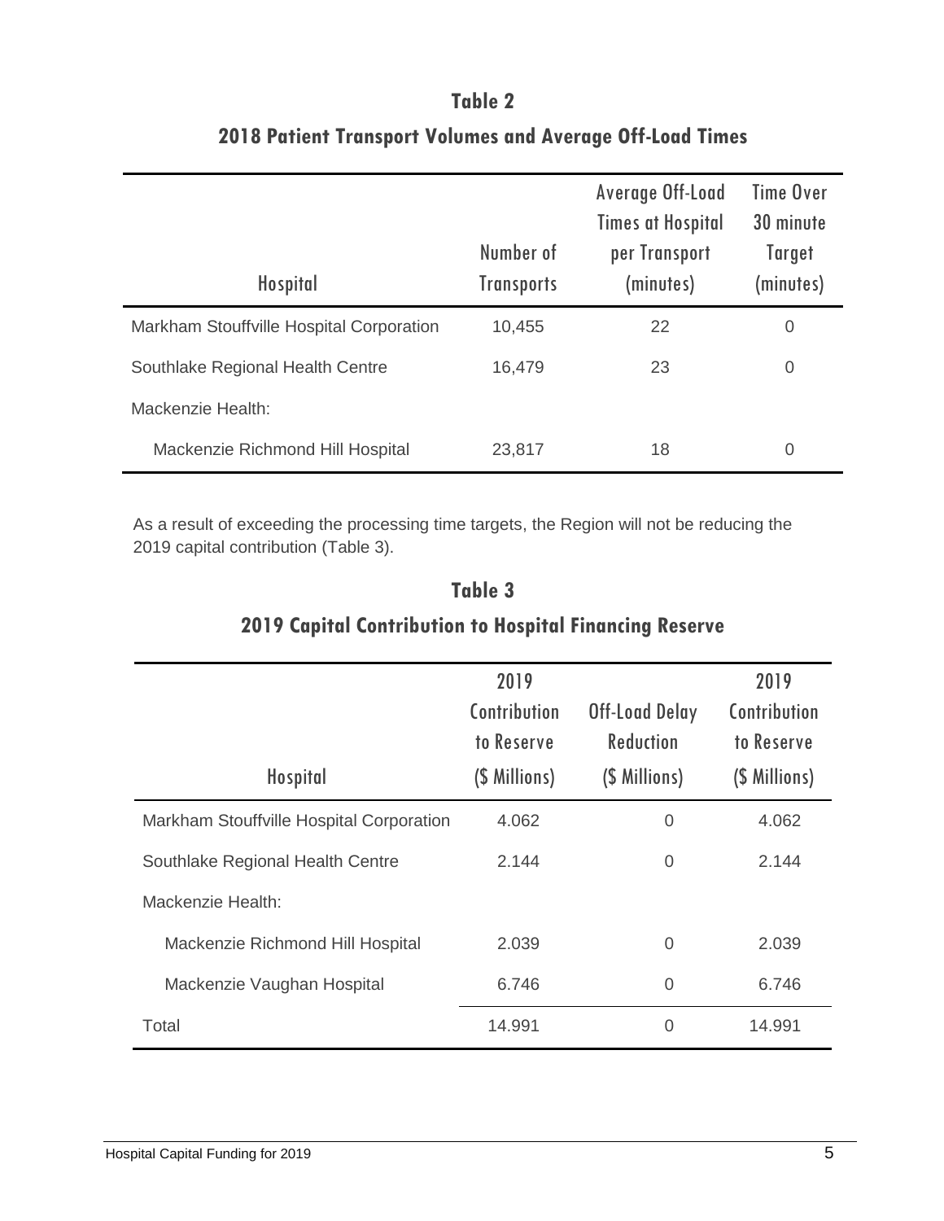**Table 2**

**2018 Patient Transport Volumes and Average Off-Load Times**

| Hospital | Number of Transports | Average Off-Load Times at Hospital per Transport (minutes) | Time Over 30 minute Target (minutes) |
|---|---|---|---|
| Markham Stouffville Hospital Corporation | 10,455 | 22 | 0 |
| Southlake Regional Health Centre | 16,479 | 23 | 0 |
| Mackenzie Health: | | | |
| Mackenzie Richmond Hill Hospital | 23,817 | 18 | 0 |

As a result of exceeding the processing time targets, the Region will not be reducing the 2019 capital contribution (Table 3).

**Table 3**

**2019 Capital Contribution to Hospital Financing Reserve**

| Hospital | 2019 Contribution to Reserve ($ Millions) | Off-Load Delay Reduction ($ Millions) | 2019 Contribution to Reserve ($ Millions) |
|---|---|---|---|
| Markham Stouffville Hospital Corporation | 4.062 | 0 | 4.062 |
| Southlake Regional Health Centre | 2.144 | 0 | 2.144 |
| Mackenzie Health: | | | |
| Mackenzie Richmond Hill Hospital | 2.039 | 0 | 2.039 |
| Mackenzie Vaughan Hospital | 6.746 | 0 | 6.746 |
| Total | 14.991 | 0 | 14.991 |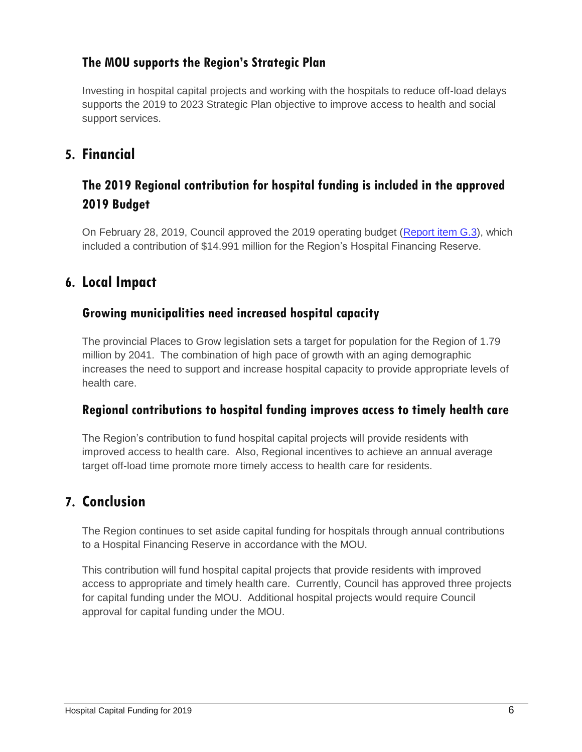### The MOU supports the Region's Strategic Plan

Investing in hospital capital projects and working with the hospitals to reduce off-load delays supports the 2019 to 2023 Strategic Plan objective to improve access to health and social support services.

## 5. Financial

### The 2019 Regional contribution for hospital funding is included in the approved 2019 Budget

On February 28, 2019, Council approved the 2019 operating budget (Report item G.3), which included a contribution of $14.991 million for the Region's Hospital Financing Reserve.

## 6. Local Impact

### Growing municipalities need increased hospital capacity

The provincial Places to Grow legislation sets a target for population for the Region of 1.79 million by 2041. The combination of high pace of growth with an aging demographic increases the need to support and increase hospital capacity to provide appropriate levels of health care.

### Regional contributions to hospital funding improves access to timely health care

The Region's contribution to fund hospital capital projects will provide residents with improved access to health care. Also, Regional incentives to achieve an annual average target off-load time promote more timely access to health care for residents.

## 7. Conclusion

The Region continues to set aside capital funding for hospitals through annual contributions to a Hospital Financing Reserve in accordance with the MOU.

This contribution will fund hospital capital projects that provide residents with improved access to appropriate and timely health care. Currently, Council has approved three projects for capital funding under the MOU. Additional hospital projects would require Council approval for capital funding under the MOU.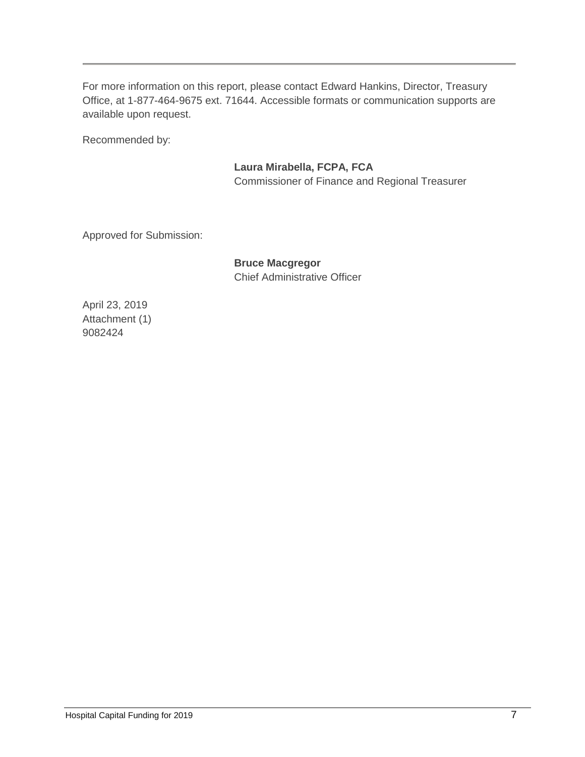For more information on this report, please contact Edward Hankins, Director, Treasury Office, at 1-877-464-9675 ext. 71644. Accessible formats or communication supports are available upon request.

Recommended by:

**Laura Mirabella, FCPA, FCA**
Commissioner of Finance and Regional Treasurer

Approved for Submission:

**Bruce Macgregor**
Chief Administrative Officer

April 23, 2019
Attachment (1)
9082424